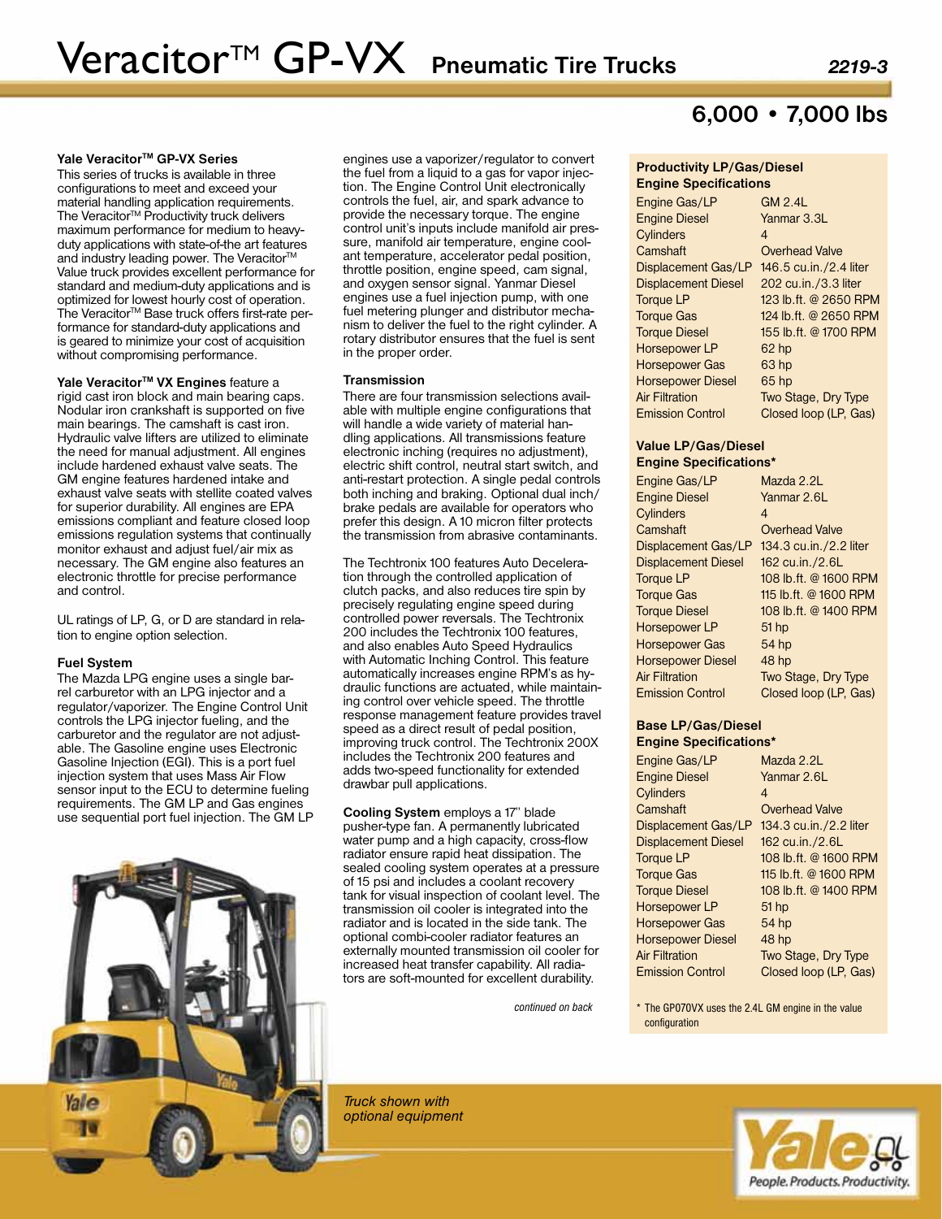# Veracitor™ GP-VX Pneumatic Tire Trucks

2219-3

## 6,000 • 7,000 lbs

### Yale Veracitor™ GP-VX Series

This series of trucks is available in three configurations to meet and exceed your material handling application requirements. The Veracitor™ Productivity truck delivers maximum performance for medium to heavy-duty applications with state-of-the art features and industry leading power. The Veracitor™ Value truck provides excellent performance for standard and medium-duty applications and is optimized for lowest hourly cost of operation. The Veracitor™ Base truck offers first-rate performance for standard-duty applications and is geared to minimize your cost of acquisition without compromising performance.

**Yale Veracitor™ VX Engines** feature a rigid cast iron block and main bearing caps. Nodular iron crankshaft is supported on five main bearings. The camshaft is cast iron. Hydraulic valve lifters are utilized to eliminate the need for manual adjustment. All engines include hardened exhaust valve seats. The GM engine features hardened intake and exhaust valve seats with stellite coated valves for superior durability. All engines are EPA emissions compliant and feature closed loop emissions regulation systems that continually monitor exhaust and adjust fuel/air mix as necessary. The GM engine also features an electronic throttle for precise performance and control.

UL ratings of LP, G, or D are standard in relation to engine option selection.

### Fuel System

The Mazda LPG engine uses a single barrel carburetor with an LPG injector and a regulator/vaporizer. The Engine Control Unit controls the LPG injector fueling, and the carburetor and the regulator are not adjustable. The Gasoline engine uses Electronic Gasoline Injection (EGI). This is a port fuel injection system that uses Mass Air Flow sensor input to the ECU to determine fueling requirements. The GM LP and Gas engines use sequential port fuel injection. The GM LP engines use a vaporizer/regulator to convert the fuel from a liquid to a gas for vapor injection. The Engine Control Unit electronically controls the fuel, air, and spark advance to provide the necessary torque. The engine control unit's inputs include manifold air pressure, manifold air temperature, engine coolant temperature, accelerator pedal position, throttle position, engine speed, cam signal, and oxygen sensor signal. Yanmar Diesel engines use a fuel injection pump, with one fuel metering plunger and distributor mechanism to deliver the fuel to the right cylinder. A rotary distributor ensures that the fuel is sent in the proper order.

### Transmission

There are four transmission selections available with multiple engine configurations that will handle a wide variety of material handling applications. All transmissions feature electronic inching (requires no adjustment), electric shift control, neutral start switch, and anti-restart protection. A single pedal controls both inching and braking. Optional dual inch/brake pedals are available for operators who prefer this design. A 10 micron filter protects the transmission from abrasive contaminants.

The Techtronix 100 features Auto Deceleration through the controlled application of clutch packs, and also reduces tire spin by precisely regulating engine speed during controlled power reversals. The Techtronix 200 includes the Techtronix 100 features, and also enables Auto Speed Hydraulics with Automatic Inching Control. This feature automatically increases engine RPM's as hydraulic functions are actuated, while maintaining control over vehicle speed. The throttle response management feature provides travel speed as a direct result of pedal position, improving truck control. The Techtronix 200X includes the Techtronix 200 features and adds two-speed functionality for extended drawbar pull applications.

**Cooling System** employs a 17" blade pusher-type fan. A permanently lubricated water pump and a high capacity, cross-flow radiator ensure rapid heat dissipation. The sealed cooling system operates at a pressure of 15 psi and includes a coolant recovery tank for visual inspection of coolant level. The transmission oil cooler is integrated into the radiator and is located in the side tank. The optional combi-cooler radiator features an externally mounted transmission oil cooler for increased heat transfer capability. All radiators are soft-mounted for excellent durability.

*continued on back*

### Productivity LP/Gas/Diesel Engine Specifications

| | |
|---|---|
| Engine Gas/LP | GM 2.4L |
| Engine Diesel | Yanmar 3.3L |
| Cylinders | 4 |
| Camshaft | Overhead Valve |
| Displacement Gas/LP | 146.5 cu.in./2.4 liter |
| Displacement Diesel | 202 cu.in./3.3 liter |
| Torque LP | 123 lb.ft. @ 2650 RPM |
| Torque Gas | 124 lb.ft. @ 2650 RPM |
| Torque Diesel | 155 lb.ft. @ 1700 RPM |
| Horsepower LP | 62 hp |
| Horsepower Gas | 63 hp |
| Horsepower Diesel | 65 hp |
| Air Filtration | Two Stage, Dry Type |
| Emission Control | Closed loop (LP, Gas) |

### Value LP/Gas/Diesel Engine Specifications*

| | |
|---|---|
| Engine Gas/LP | Mazda 2.2L |
| Engine Diesel | Yanmar 2.6L |
| Cylinders | 4 |
| Camshaft | Overhead Valve |
| Displacement Gas/LP | 134.3 cu.in./2.2 liter |
| Displacement Diesel | 162 cu.in./2.6L |
| Torque LP | 108 lb.ft. @ 1600 RPM |
| Torque Gas | 115 lb.ft. @ 1600 RPM |
| Torque Diesel | 108 lb.ft. @ 1400 RPM |
| Horsepower LP | 51 hp |
| Horsepower Gas | 54 hp |
| Horsepower Diesel | 48 hp |
| Air Filtration | Two Stage, Dry Type |
| Emission Control | Closed loop (LP, Gas) |

### Base LP/Gas/Diesel Engine Specifications*

| | |
|---|---|
| Engine Gas/LP | Mazda 2.2L |
| Engine Diesel | Yanmar 2.6L |
| Cylinders | 4 |
| Camshaft | Overhead Valve |
| Displacement Gas/LP | 134.3 cu.in./2.2 liter |
| Displacement Diesel | 162 cu.in./2.6L |
| Torque LP | 108 lb.ft. @ 1600 RPM |
| Torque Gas | 115 lb.ft. @ 1600 RPM |
| Torque Diesel | 108 lb.ft. @ 1400 RPM |
| Horsepower LP | 51 hp |
| Horsepower Gas | 54 hp |
| Horsepower Diesel | 48 hp |
| Air Filtration | Two Stage, Dry Type |
| Emission Control | Closed loop (LP, Gas) |

\* The GP070VX uses the 2.4L GM engine in the value configuration

*Truck shown with optional equipment*

Yale — People. Products. Productivity.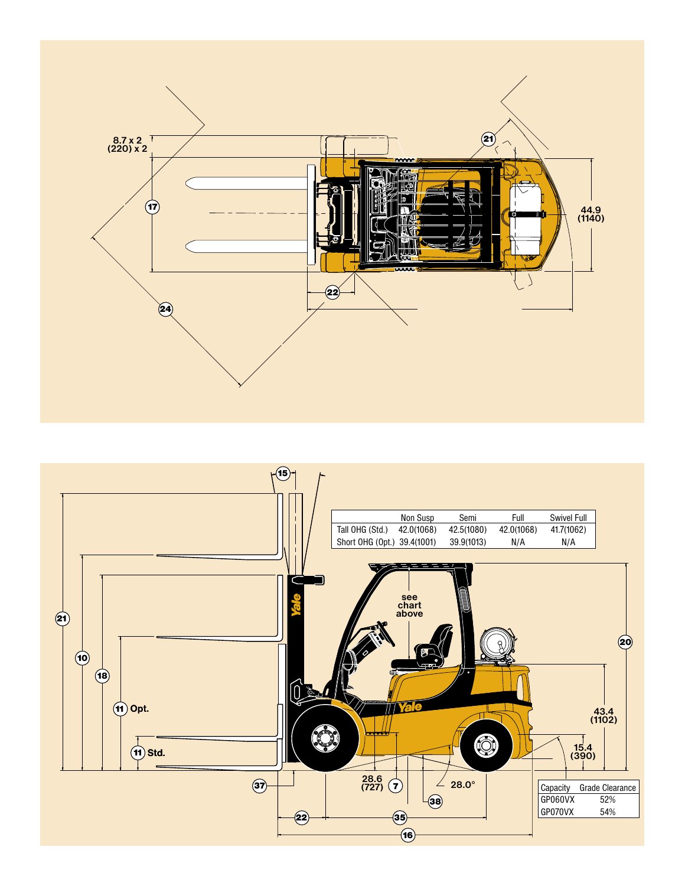8.7 x 2
(220) x 2

44.9
(1140)

| | Non Susp | Semi | Full | Swivel Full |
|---|---|---|---|---|
| Tall OHG (Std.) | 42.0(1068) | 42.5(1080) | 42.0(1068) | 41.7(1062) |
| Short OHG (Opt.) | 39.4(1001) | 39.9(1013) | N/A | N/A |

see chart above

11 Opt.

11 Std.

43.4
(1102)

15.4
(390)

28.6
(727)

28.0°

| Capacity | Grade Clearance |
|---|---|
| GP060VX | 52% |
| GP070VX | 54% |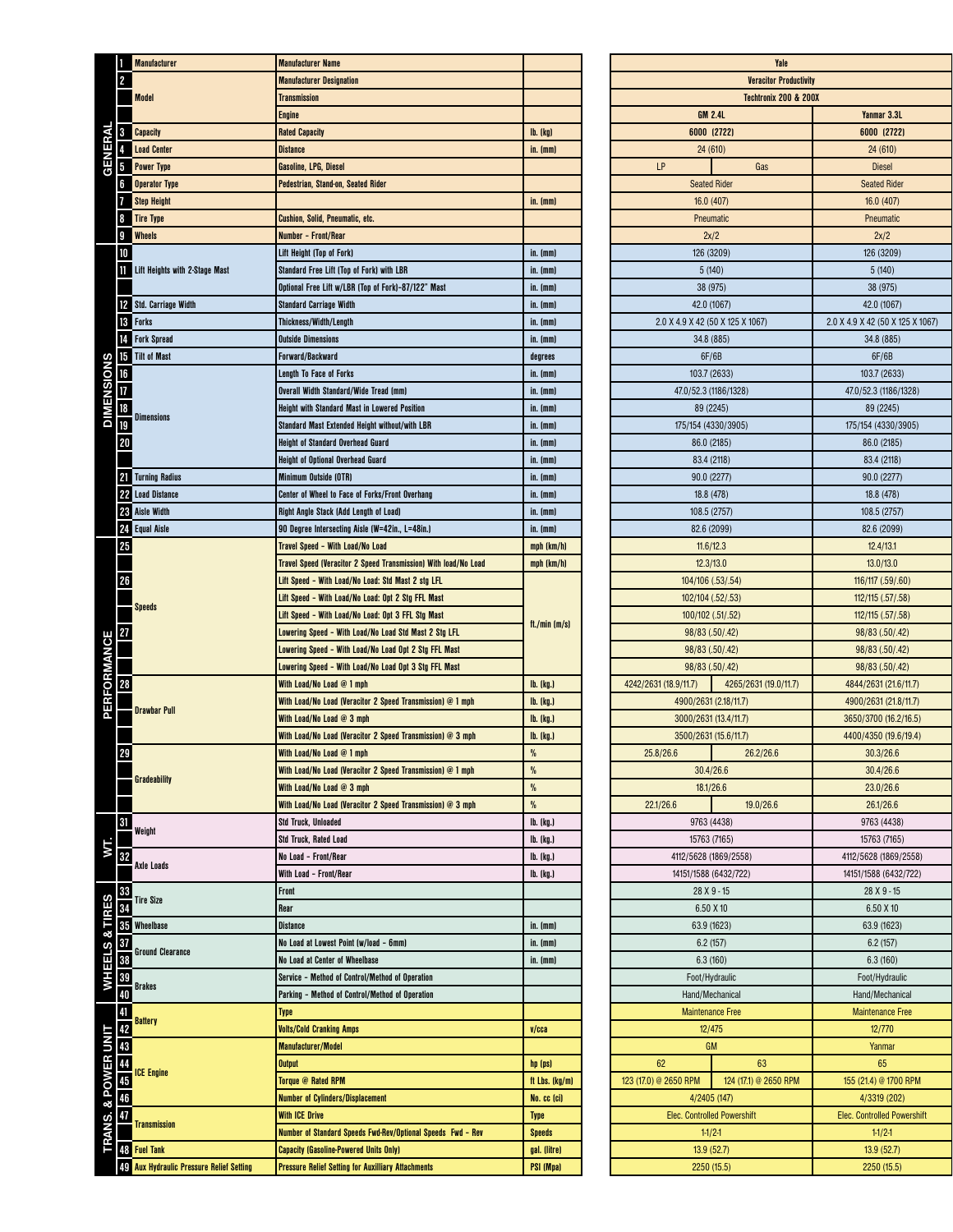| Section | No. | Item | Description | Units | GM 2.4L LP | GM 2.4L Gas | Yanmar 3.3L Diesel |
|---|---|---|---|---|---|---|---|
| GENERAL | 1 | Manufacturer | Manufacturer Name | | Yale | | |
| | 2 | Model | Manufacturer Designation | | Veracitor Productivity | | |
| | | | Transmission | | Techtronix 200 & 200X | | |
| | | | Engine | | GM 2.4L | | Yanmar 3.3L |
| | 3 | Capacity | Rated Capacity | lb. (kg) | 6000 (2722) | | 6000 (2722) |
| | 4 | Load Center | Distance | in. (mm) | 24 (610) | | 24 (610) |
| | 5 | Power Type | Gasoline, LPG, Diesel | | LP | Gas | Diesel |
| | 6 | Operator Type | Pedestrian, Stand-on, Seated Rider | | Seated Rider | | Seated Rider |
| | 7 | Step Height | | in. (mm) | 16.0 (407) | | 16.0 (407) |
| | 8 | Tire Type | Cushion, Solid, Pneumatic, etc. | | Pneumatic | | Pneumatic |
| | 9 | Wheels | Number - Front/Rear | | 2x/2 | | 2x/2 |
| DIMENSIONS | 10 | | Lift Height (Top of Fork) | in. (mm) | 126 (3209) | | 126 (3209) |
| | 11 | Lift Heights with 2-Stage Mast | Standard Free Lift (Top of Fork) with LBR | in. (mm) | 5 (140) | | 5 (140) |
| | | | Optional Free Lift w/LBR (Top of Fork)-87/122" Mast | in. (mm) | 38 (975) | | 38 (975) |
| | 12 | Std. Carriage Width | Standard Carriage Width | in. (mm) | 42.0 (1067) | | 42.0 (1067) |
| | 13 | Forks | Thickness/Width/Length | in. (mm) | 2.0 X 4.9 X 42 (50 X 125 X 1067) | | 2.0 X 4.9 X 42 (50 X 125 X 1067) |
| | 14 | Fork Spread | Outside Dimensions | in. (mm) | 34.8 (885) | | 34.8 (885) |
| | 15 | Tilt of Mast | Forward/Backward | degrees | 6F/6B | | 6F/6B |
| | 16 | Dimensions | Length To Face of Forks | in. (mm) | 103.7 (2633) | | 103.7 (2633) |
| | 17 | | Overall Width Standard/Wide Tread (mm) | in. (mm) | 47.0/52.3 (1186/1328) | | 47.0/52.3 (1186/1328) |
| | 18 | | Height with Standard Mast in Lowered Position | in. (mm) | 89 (2245) | | 89 (2245) |
| | 19 | | Standard Mast Extended Height without/with LBR | in. (mm) | 175/154 (4330/3905) | | 175/154 (4330/3905) |
| | 20 | | Height of Standard Overhead Guard | in. (mm) | 86.0 (2185) | | 86.0 (2185) |
| | | | Height of Optional Overhead Guard | in. (mm) | 83.4 (2118) | | 83.4 (2118) |
| | 21 | Turning Radius | Minimum Outside (OTR) | in. (mm) | 90.0 (2277) | | 90.0 (2277) |
| | 22 | Load Distance | Center of Wheel to Face of Forks/Front Overhang | in. (mm) | 18.8 (478) | | 18.8 (478) |
| | 23 | Aisle Width | Right Angle Stack (Add Length of Load) | in. (mm) | 108.5 (2757) | | 108.5 (2757) |
| | 24 | Equal Aisle | 90 Degree Intersecting Aisle (W=42in., L=48in.) | in. (mm) | 82.6 (2099) | | 82.6 (2099) |
| PERFORMANCE | 25 | Speeds | Travel Speed - With Load/No Load | mph (km/h) | 11.6/12.3 | | 12.4/13.1 |
| | | | Travel Speed (Veracitor 2 Speed Transmission) With load/No Load | mph (km/h) | 12.3/13.0 | | 13.0/13.0 |
| | 26 | | Lift Speed - With Load/No Load: Std Mast 2 stg LFL | ft./min (m/s) | 104/106 (.53/.54) | | 116/117 (.59/.60) |
| | | | Lift Speed - With Load/No Load: Opt 2 Stg FFL Mast | ft./min (m/s) | 102/104 (.52/.53) | | 112/115 (.57/.58) |
| | | | Lift Speed - With Load/No Load: Opt 3 FFL Stg Mast | ft./min (m/s) | 100/102 (.51/.52) | | 112/115 (.57/.58) |
| | 27 | | Lowering Speed - With Load/No Load Std Mast 2 Stg LFL | ft./min (m/s) | 98/83 (.50/.42) | | 98/83 (.50/.42) |
| | | | Lowering Speed - With Load/No Load Opt 2 Stg FFL Mast | ft./min (m/s) | 98/83 (.50/.42) | | 98/83 (.50/.42) |
| | | | Lowering Speed - With Load/No Load Opt 3 Stg FFL Mast | ft./min (m/s) | 98/83 (.50/.42) | | 98/83 (.50/.42) |
| | 28 | Drawbar Pull | With Load/No Load @ 1 mph | lb. (kg.) | 4242/2631 (18.9/11.7) | 4265/2631 (19.0/11.7) | 4844/2631 (21.6/11.7) |
| | | | With Load/No Load (Veracitor 2 Speed Transmission) @ 1 mph | lb. (kg.) | 4900/2631 (2.18/11.7) | | 4900/2631 (21.8/11.7) |
| | | | With Load/No Load @ 3 mph | lb. (kg.) | 3000/2631 (13.4/11.7) | | 3650/3700 (16.2/16.5) |
| | | | With Load/No Load (Veracitor 2 Speed Transmission) @ 3 mph | lb. (kg.) | 3500/2631 (15.6/11.7) | | 4400/4350 (19.6/19.4) |
| | 29 | Gradeability | With Load/No Load @ 1 mph | % | 25.8/26.6 | 26.2/26.6 | 30.3/26.6 |
| | | | With Load/No Load (Veracitor 2 Speed Transmission) @ 1 mph | % | 30.4/26.6 | | 30.4/26.6 |
| | | | With Load/No Load @ 3 mph | % | 18.1/26.6 | | 23.0/26.6 |
| | | | With Load/No Load (Veracitor 2 Speed Transmission) @ 3 mph | % | 22.1/26.6 | 19.0/26.6 | 26.1/26.6 |
| WT. | 31 | Weight | Std Truck, Unloaded | lb. (kg.) | 9763 (4438) | | 9763 (4438) |
| | | | Std Truck, Rated Load | lb. (kg.) | 15763 (7165) | | 15763 (7165) |
| | 32 | Axle Loads | No Load - Front/Rear | lb. (kg.) | 4112/5628 (1869/2558) | | 4112/5628 (1869/2558) |
| | | | With Load - Front/Rear | lb. (kg.) | 14151/1588 (6432/722) | | 14151/1588 (6432/722) |
| WHEELS & TIRES | 33 | Tire Size | Front | | 28 X 9 - 15 | | 28 X 9 - 15 |
| | 34 | | Rear | | 6.50 X 10 | | 6.50 X 10 |
| | 35 | Wheelbase | Distance | in. (mm) | 63.9 (1623) | | 63.9 (1623) |
| | 37 | Ground Clearance | No Load at Lowest Point (w/load - 6mm) | in. (mm) | 6.2 (157) | | 6.2 (157) |
| | 38 | | No Load at Center of Wheelbase | in. (mm) | 6.3 (160) | | 6.3 (160) |
| | 39 | Brakes | Service - Method of Control/Method of Operation | | Foot/Hydraulic | | Foot/Hydraulic |
| | 40 | | Parking - Method of Control/Method of Operation | | Hand/Mechanical | | Hand/Mechanical |
| TRANS. & POWER UNIT | 41 | Battery | Type | | Maintenance Free | | Maintenance Free |
| | 42 | | Volts/Cold Cranking Amps | v/cca | 12/475 | | 12/770 |
| | 43 | ICE Engine | Manufacturer/Model | | GM | | Yanmar |
| | 44 | | Output | hp (ps) | 62 | 63 | 65 |
| | 45 | | Torque @ Rated RPM | ft Lbs. (kg/m) | 123 (17.0) @ 2650 RPM | 124 (17.1) @ 2650 RPM | 155 (21.4) @ 1700 RPM |
| | 46 | | Number of Cylinders/Displacement | No. cc (ci) | 4/2405 (147) | | 4/3319 (202) |
| | 47 | Transmission | With ICE Drive | Type | Elec. Controlled Powershift | | Elec. Controlled Powershift |
| | | | Number of Standard Speeds Fwd-Rev/Optional Speeds Fwd - Rev | Speeds | 1-1/2-1 | | 1-1/2-1 |
| | 48 | Fuel Tank | Capacity (Gasoline-Powered Units Only) | gal. (litre) | 13.9 (52.7) | | 13.9 (52.7) |
| | 49 | Aux Hydraulic Pressure Relief Setting | Pressure Relief Setting for Auxilliary Attachments | PSI (Mpa) | 2250 (15.5) | | 2250 (15.5) |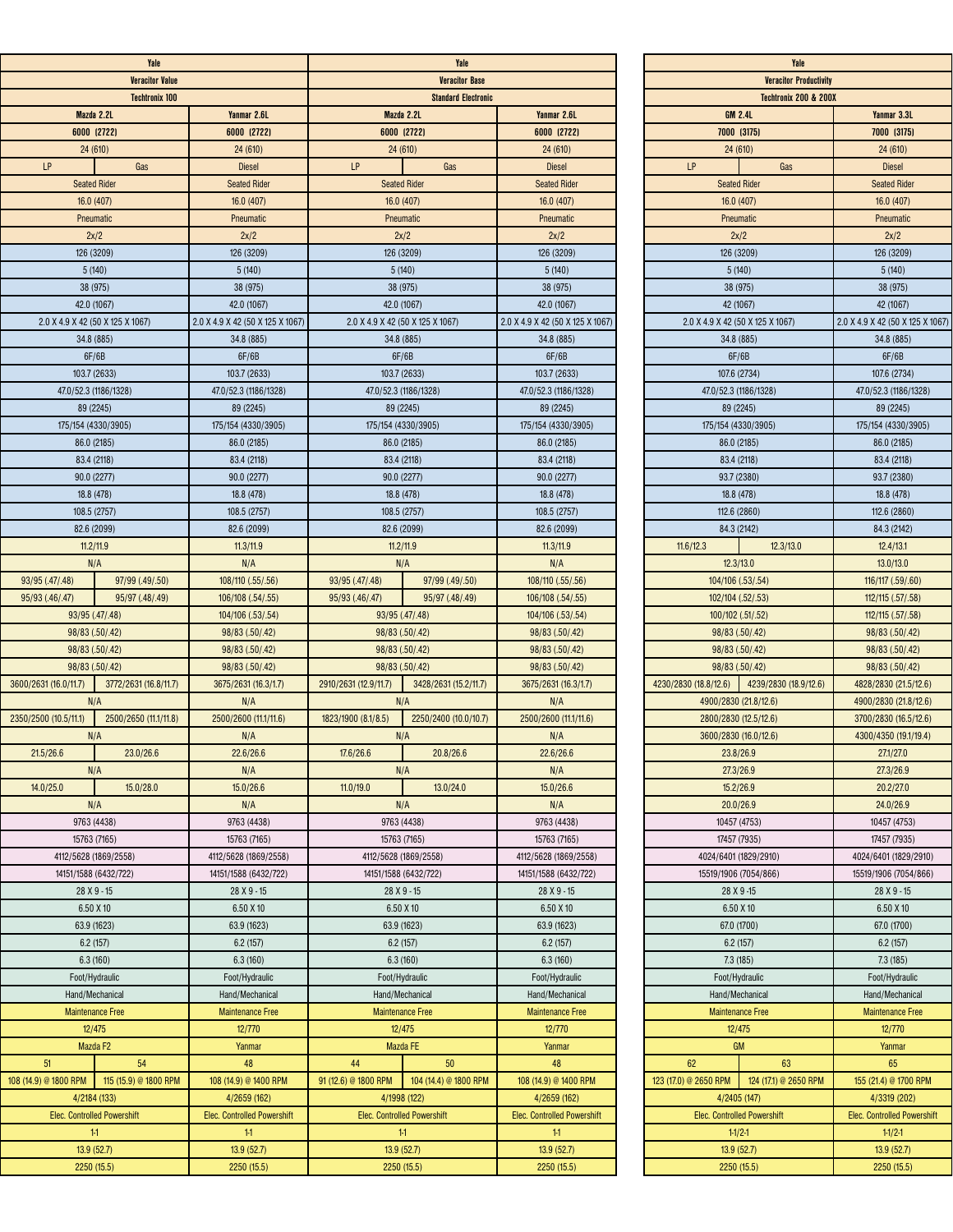| Yale | | | Yale | | | Yale | | |
|---|---|---|---|---|---|---|---|---|
| Veracitor Value | | | Veracitor Base | | | Veracitor Productivity | | |
| Techtronix 100 | | | Standard Electronic | | | Techtronix 200 & 200X | | |
| Mazda 2.2L | | Yanmar 2.6L | Mazda 2.2L | | Yanmar 2.6L | GM 2.4L | | Yanmar 3.3L |
| 6000 (2722) | | 6000 (2722) | 6000 (2722) | | 6000 (2722) | 7000 (3175) | | 7000 (3175) |
| 24 (610) | | 24 (610) | 24 (610) | | 24 (610) | 24 (610) | | 24 (610) |
| LP | Gas | Diesel | LP | Gas | Diesel | LP | Gas | Diesel |
| Seated Rider | | Seated Rider | Seated Rider | | Seated Rider | Seated Rider | | Seated Rider |
| 16.0 (407) | | 16.0 (407) | 16.0 (407) | | 16.0 (407) | 16.0 (407) | | 16.0 (407) |
| Pneumatic | | Pneumatic | Pneumatic | | Pneumatic | Pneumatic | | Pneumatic |
| 2x/2 | | 2x/2 | 2x/2 | | 2x/2 | 2x/2 | | 2x/2 |
| 126 (3209) | | 126 (3209) | 126 (3209) | | 126 (3209) | 126 (3209) | | 126 (3209) |
| 5 (140) | | 5 (140) | 5 (140) | | 5 (140) | 5 (140) | | 5 (140) |
| 38 (975) | | 38 (975) | 38 (975) | | 38 (975) | 38 (975) | | 38 (975) |
| 42.0 (1067) | | 42.0 (1067) | 42.0 (1067) | | 42.0 (1067) | 42 (1067) | | 42 (1067) |
| 2.0 X 4.9 X 42 (50 X 125 X 1067) | | 2.0 X 4.9 X 42 (50 X 125 X 1067) | 2.0 X 4.9 X 42 (50 X 125 X 1067) | | 2.0 X 4.9 X 42 (50 X 125 X 1067) | 2.0 X 4.9 X 42 (50 X 125 X 1067) | | 2.0 X 4.9 X 42 (50 X 125 X 1067) |
| 34.8 (885) | | 34.8 (885) | 34.8 (885) | | 34.8 (885) | 34.8 (885) | | 34.8 (885) |
| 6F/6B | | 6F/6B | 6F/6B | | 6F/6B | 6F/6B | | 6F/6B |
| 103.7 (2633) | | 103.7 (2633) | 103.7 (2633) | | 103.7 (2633) | 107.6 (2734) | | 107.6 (2734) |
| 47.0/52.3 (1186/1328) | | 47.0/52.3 (1186/1328) | 47.0/52.3 (1186/1328) | | 47.0/52.3 (1186/1328) | 47.0/52.3 (1186/1328) | | 47.0/52.3 (1186/1328) |
| 89 (2245) | | 89 (2245) | 89 (2245) | | 89 (2245) | 89 (2245) | | 89 (2245) |
| 175/154 (4330/3905) | | 175/154 (4330/3905) | 175/154 (4330/3905) | | 175/154 (4330/3905) | 175/154 (4330/3905) | | 175/154 (4330/3905) |
| 86.0 (2185) | | 86.0 (2185) | 86.0 (2185) | | 86.0 (2185) | 86.0 (2185) | | 86.0 (2185) |
| 83.4 (2118) | | 83.4 (2118) | 83.4 (2118) | | 83.4 (2118) | 83.4 (2118) | | 83.4 (2118) |
| 90.0 (2277) | | 90.0 (2277) | 90.0 (2277) | | 90.0 (2277) | 93.7 (2380) | | 93.7 (2380) |
| 18.8 (478) | | 18.8 (478) | 18.8 (478) | | 18.8 (478) | 18.8 (478) | | 18.8 (478) |
| 108.5 (2757) | | 108.5 (2757) | 108.5 (2757) | | 108.5 (2757) | 112.6 (2860) | | 112.6 (2860) |
| 82.6 (2099) | | 82.6 (2099) | 82.6 (2099) | | 82.6 (2099) | 84.3 (2142) | | 84.3 (2142) |
| 11.2/11.9 | | 11.3/11.9 | 11.2/11.9 | | 11.3/11.9 | 11.6/12.3 | 12.3/13.0 | 12.4/13.1 |
| N/A | | N/A | N/A | | N/A | 12.3/13.0 | | 13.0/13.0 |
| 93/95 (.47/.48) | 97/99 (.49/.50) | 108/110 (.55/.56) | 93/95 (.47/.48) | 97/99 (.49/.50) | 108/110 (.55/.56) | 104/106 (.53/.54) | | 116/117 (.59/.60) |
| 95/93 (.46/.47) | 95/97 (.48/.49) | 106/108 (.54/.55) | 95/93 (.46/.47) | 95/97 (.48/.49) | 106/108 (.54/.55) | 102/104 (.52/.53) | | 112/115 (.57/.58) |
| 93/95 (.47/.48) | | 104/106 (.53/.54) | 93/95 (.47/.48) | | 104/106 (.53/.54) | 100/102 (.51/.52) | | 112/115 (.57/.58) |
| 98/83 (.50/.42) | | 98/83 (.50/.42) | 98/83 (.50/.42) | | 98/83 (.50/.42) | 98/83 (.50/.42) | | 98/83 (.50/.42) |
| 98/83 (.50/.42) | | 98/83 (.50/.42) | 98/83 (.50/.42) | | 98/83 (.50/.42) | 98/83 (.50/.42) | | 98/83 (.50/.42) |
| 98/83 (.50/.42) | | 98/83 (.50/.42) | 98/83 (.50/.42) | | 98/83 (.50/.42) | 98/83 (.50/.42) | | 98/83 (.50/.42) |
| 3600/2631 (16.0/11.7) | 3772/2631 (16.8/11.7) | 3675/2631 (16.3/1.7) | 2910/2631 (12.9/11.7) | 3428/2631 (15.2/11.7) | 3675/2631 (16.3/1.7) | 4230/2830 (18.8/12.6) | 4239/2830 (18.9/12.6) | 4828/2830 (21.5/12.6) |
| N/A | | N/A | N/A | | N/A | 4900/2830 (21.8/12.6) | | 4900/2830 (21.8/12.6) |
| 2350/2500 (10.5/11.1) | 2500/2650 (11.1/11.8) | 2500/2600 (11.1/11.6) | 1823/1900 (8.1/8.5) | 2250/2400 (10.0/10.7) | 2500/2600 (11.1/11.6) | 2800/2830 (12.5/12.6) | | 3700/2830 (16.5/12.6) |
| N/A | | N/A | N/A | | N/A | 3600/2830 (16.0/12.6) | | 4300/4350 (19.1/19.4) |
| 21.5/26.6 | 23.0/26.6 | 22.6/26.6 | 17.6/26.6 | 20.8/26.6 | 22.6/26.6 | 23.8/26.9 | | 27.1/27.0 |
| N/A | | N/A | N/A | | N/A | 27.3/26.9 | | 27.3/26.9 |
| 14.0/25.0 | 15.0/28.0 | 15.0/26.6 | 11.0/19.0 | 13.0/24.0 | 15.0/26.6 | 15.2/26.9 | | 20.2/27.0 |
| N/A | | N/A | N/A | | N/A | 20.0/26.9 | | 24.0/26.9 |
| 9763 (4438) | | 9763 (4438) | 9763 (4438) | | 9763 (4438) | 10457 (4753) | | 10457 (4753) |
| 15763 (7165) | | 15763 (7165) | 15763 (7165) | | 15763 (7165) | 17457 (7935) | | 17457 (7935) |
| 4112/5628 (1869/2558) | | 4112/5628 (1869/2558) | 4112/5628 (1869/2558) | | 4112/5628 (1869/2558) | 4024/6401 (1829/2910) | | 4024/6401 (1829/2910) |
| 14151/1588 (6432/722) | | 14151/1588 (6432/722) | 14151/1588 (6432/722) | | 14151/1588 (6432/722) | 15519/1906 (7054/866) | | 15519/1906 (7054/866) |
| 28 X 9 - 15 | | 28 X 9 - 15 | 28 X 9 - 15 | | 28 X 9 - 15 | 28 X 9 -15 | | 28 X 9 - 15 |
| 6.50 X 10 | | 6.50 X 10 | 6.50 X 10 | | 6.50 X 10 | 6.50 X 10 | | 6.50 X 10 |
| 63.9 (1623) | | 63.9 (1623) | 63.9 (1623) | | 63.9 (1623) | 67.0 (1700) | | 67.0 (1700) |
| 6.2 (157) | | 6.2 (157) | 6.2 (157) | | 6.2 (157) | 6.2 (157) | | 6.2 (157) |
| 6.3 (160) | | 6.3 (160) | 6.3 (160) | | 6.3 (160) | 7.3 (185) | | 7.3 (185) |
| Foot/Hydraulic | | Foot/Hydraulic | Foot/Hydraulic | | Foot/Hydraulic | Foot/Hydraulic | | Foot/Hydraulic |
| Hand/Mechanical | | Hand/Mechanical | Hand/Mechanical | | Hand/Mechanical | Hand/Mechanical | | Hand/Mechanical |
| Maintenance Free | | Maintenance Free | Maintenance Free | | Maintenance Free | Maintenance Free | | Maintenance Free |
| 12/475 | | 12/770 | 12/475 | | 12/770 | 12/475 | | 12/770 |
| Mazda F2 | | Yanmar | Mazda FE | | Yanmar | GM | | Yanmar |
| 51 | 54 | 48 | 44 | 50 | 48 | 62 | 63 | 65 |
| 108 (14.9) @ 1800 RPM | 115 (15.9) @ 1800 RPM | 108 (14.9) @ 1400 RPM | 91 (12.6) @ 1800 RPM | 104 (14.4) @ 1800 RPM | 108 (14.9) @ 1400 RPM | 123 (17.0) @ 2650 RPM | 124 (17.1) @ 2650 RPM | 155 (21.4) @ 1700 RPM |
| 4/2184 (133) | | 4/2659 (162) | 4/1998 (122) | | 4/2659 (162) | 4/2405 (147) | | 4/3319 (202) |
| Elec. Controlled Powershift | | Elec. Controlled Powershift | Elec. Controlled Powershift | | Elec. Controlled Powershift | Elec. Controlled Powershift | | Elec. Controlled Powershift |
| 1-1 | | 1-1 | 1-1 | | 1-1 | 1-1/2-1 | | 1-1/2-1 |
| 13.9 (52.7) | | 13.9 (52.7) | 13.9 (52.7) | | 13.9 (52.7) | 13.9 (52.7) | | 13.9 (52.7) |
| 2250 (15.5) | | 2250 (15.5) | 2250 (15.5) | | 2250 (15.5) | 2250 (15.5) | | 2250 (15.5) |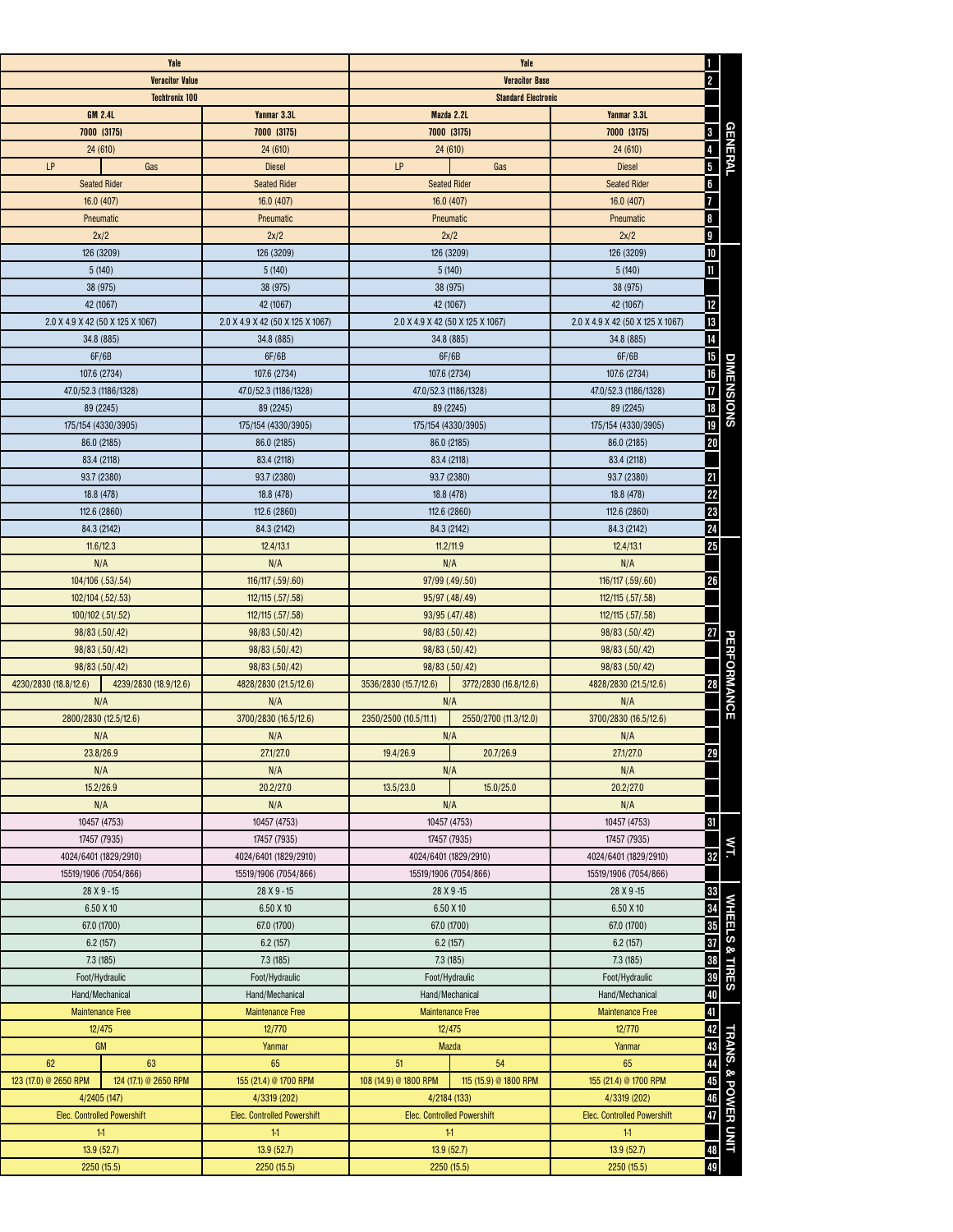| Veracitor Value (LP) | Veracitor Value (Gas) | Veracitor Value (Diesel) | Veracitor Base (LP) | Veracitor Base (Gas) | Veracitor Base (Diesel) | No. | Section |
|---|---|---|---|---|---|---|---|
| Yale | | | Yale | | | 1 | GENERAL |
| Veracitor Value | | | Veracitor Base | | | 2 | |
| Techtronix 100 | | | Standard Electronic | | | | |
| GM 2.4L | | Yanmar 3.3L | Mazda 2.2L | | Yanmar 3.3L | | |
| 7000 (3175) | | 7000 (3175) | 7000 (3175) | | 7000 (3175) | 3 | |
| 24 (610) | | 24 (610) | 24 (610) | | 24 (610) | 4 | |
| LP | Gas | Diesel | LP | Gas | Diesel | 5 | |
| Seated Rider | | Seated Rider | Seated Rider | | Seated Rider | 6 | |
| 16.0 (407) | | 16.0 (407) | 16.0 (407) | | 16.0 (407) | 7 | |
| Pneumatic | | Pneumatic | Pneumatic | | Pneumatic | 8 | |
| 2x/2 | | 2x/2 | 2x/2 | | 2x/2 | 9 | |
| 126 (3209) | | 126 (3209) | 126 (3209) | | 126 (3209) | 10 | DIMENSIONS |
| 5 (140) | | 5 (140) | 5 (140) | | 5 (140) | 11 | |
| 38 (975) | | 38 (975) | 38 (975) | | 38 (975) | | |
| 42 (1067) | | 42 (1067) | 42 (1067) | | 42 (1067) | 12 | |
| 2.0 X 4.9 X 42 (50 X 125 X 1067) | | 2.0 X 4.9 X 42 (50 X 125 X 1067) | 2.0 X 4.9 X 42 (50 X 125 X 1067) | | 2.0 X 4.9 X 42 (50 X 125 X 1067) | 13 | |
| 34.8 (885) | | 34.8 (885) | 34.8 (885) | | 34.8 (885) | 14 | |
| 6F/6B | | 6F/6B | 6F/6B | | 6F/6B | 15 | |
| 107.6 (2734) | | 107.6 (2734) | 107.6 (2734) | | 107.6 (2734) | 16 | |
| 47.0/52.3 (1186/1328) | | 47.0/52.3 (1186/1328) | 47.0/52.3 (1186/1328) | | 47.0/52.3 (1186/1328) | 17 | |
| 89 (2245) | | 89 (2245) | 89 (2245) | | 89 (2245) | 18 | |
| 175/154 (4330/3905) | | 175/154 (4330/3905) | 175/154 (4330/3905) | | 175/154 (4330/3905) | 19 | |
| 86.0 (2185) | | 86.0 (2185) | 86.0 (2185) | | 86.0 (2185) | 20 | |
| 83.4 (2118) | | 83.4 (2118) | 83.4 (2118) | | 83.4 (2118) | | |
| 93.7 (2380) | | 93.7 (2380) | 93.7 (2380) | | 93.7 (2380) | 21 | |
| 18.8 (478) | | 18.8 (478) | 18.8 (478) | | 18.8 (478) | 22 | |
| 112.6 (2860) | | 112.6 (2860) | 112.6 (2860) | | 112.6 (2860) | 23 | |
| 84.3 (2142) | | 84.3 (2142) | 84.3 (2142) | | 84.3 (2142) | 24 | |
| 11.6/12.3 | | 12.4/13.1 | 11.2/11.9 | | 12.4/13.1 | 25 | PERFORMANCE |
| N/A | | N/A | N/A | | N/A | | |
| 104/106 (.53/.54) | | 116/117 (.59/.60) | 97/99 (.49/.50) | | 116/117 (.59/.60) | 26 | |
| 102/104 (.52/.53) | | 112/115 (.57/.58) | 95/97 (.48/.49) | | 112/115 (.57/.58) | | |
| 100/102 (.51/.52) | | 112/115 (.57/.58) | 93/95 (.47/.48) | | 112/115 (.57/.58) | | |
| 98/83 (.50/.42) | | 98/83 (.50/.42) | 98/83 (.50/.42) | | 98/83 (.50/.42) | 27 | |
| 98/83 (.50/.42) | | 98/83 (.50/.42) | 98/83 (.50/.42) | | 98/83 (.50/.42) | | |
| 98/83 (.50/.42) | | 98/83 (.50/.42) | 98/83 (.50/.42) | | 98/83 (.50/.42) | | |
| 4230/2830 (18.8/12.6) | 4239/2830 (18.9/12.6) | 4828/2830 (21.5/12.6) | 3536/2830 (15.7/12.6) | 3772/2830 (16.8/12.6) | 4828/2830 (21.5/12.6) | 28 | |
| N/A | | N/A | N/A | | N/A | | |
| 2800/2830 (12.5/12.6) | | 3700/2830 (16.5/12.6) | 2350/2500 (10.5/11.1) | 2550/2700 (11.3/12.0) | 3700/2830 (16.5/12.6) | | |
| N/A | | N/A | N/A | | N/A | | |
| 23.8/26.9 | | 27.1/27.0 | 19.4/26.9 | 20.7/26.9 | 27.1/27.0 | 29 | |
| N/A | | N/A | N/A | | N/A | | |
| 15.2/26.9 | | 20.2/27.0 | 13.5/23.0 | 15.0/25.0 | 20.2/27.0 | | |
| N/A | | N/A | N/A | | N/A | | |
| 10457 (4753) | | 10457 (4753) | 10457 (4753) | | 10457 (4753) | 31 | WT. |
| 17457 (7935) | | 17457 (7935) | 17457 (7935) | | 17457 (7935) | | |
| 4024/6401 (1829/2910) | | 4024/6401 (1829/2910) | 4024/6401 (1829/2910) | | 4024/6401 (1829/2910) | 32 | |
| 15519/1906 (7054/866) | | 15519/1906 (7054/866) | 15519/1906 (7054/866) | | 15519/1906 (7054/866) | | |
| 28 X 9 - 15 | | 28 X 9 - 15 | 28 X 9 -15 | | 28 X 9 -15 | 33 | WHEELS & TIRES |
| 6.50 X 10 | | 6.50 X 10 | 6.50 X 10 | | 6.50 X 10 | 34 | |
| 67.0 (1700) | | 67.0 (1700) | 67.0 (1700) | | 67.0 (1700) | 35 | |
| 6.2 (157) | | 6.2 (157) | 6.2 (157) | | 6.2 (157) | 37 | |
| 7.3 (185) | | 7.3 (185) | 7.3 (185) | | 7.3 (185) | 38 | |
| Foot/Hydraulic | | Foot/Hydraulic | Foot/Hydraulic | | Foot/Hydraulic | 39 | |
| Hand/Mechanical | | Hand/Mechanical | Hand/Mechanical | | Hand/Mechanical | 40 | |
| Maintenance Free | | Maintenance Free | Maintenance Free | | Maintenance Free | 41 | TRANS. & POWER UNIT |
| 12/475 | | 12/770 | 12/475 | | 12/770 | 42 | |
| GM | | Yanmar | Mazda | | Yanmar | 43 | |
| 62 | 63 | 65 | 51 | 54 | 65 | 44 | |
| 123 (17.0) @ 2650 RPM | 124 (17.1) @ 2650 RPM | 155 (21.4) @ 1700 RPM | 108 (14.9) @ 1800 RPM | 115 (15.9) @ 1800 RPM | 155 (21.4) @ 1700 RPM | 45 | |
| 4/2405 (147) | | 4/3319 (202) | 4/2184 (133) | | 4/3319 (202) | 46 | |
| Elec. Controlled Powershift | | Elec. Controlled Powershift | Elec. Controlled Powershift | | Elec. Controlled Powershift | 47 | |
| 1-1 | | 1-1 | 1-1 | | 1-1 | | |
| 13.9 (52.7) | | 13.9 (52.7) | 13.9 (52.7) | | 13.9 (52.7) | 48 | |
| 2250 (15.5) | | 2250 (15.5) | 2250 (15.5) | | 2250 (15.5) | 49 | |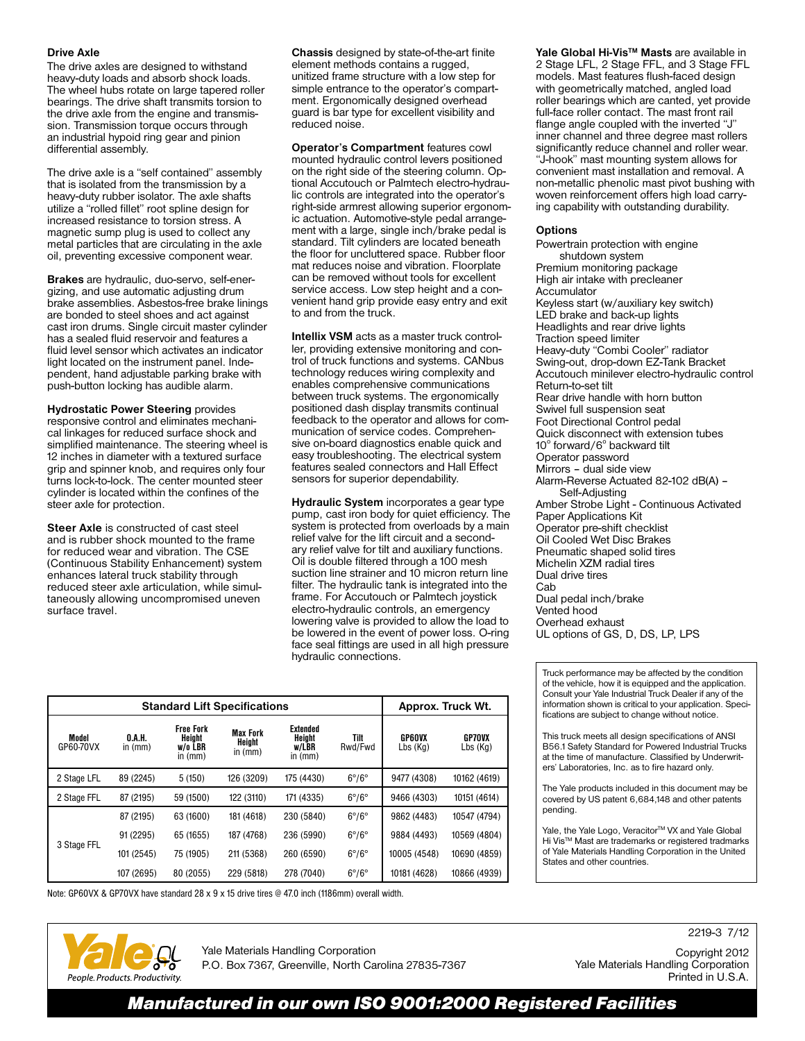**Drive Axle**
The drive axles are designed to withstand heavy-duty loads and absorb shock loads. The wheel hubs rotate on large tapered roller bearings. The drive shaft transmits torsion to the drive axle from the engine and transmission. Transmission torque occurs through an industrial hypoid ring gear and pinion differential assembly.

The drive axle is a "self contained" assembly that is isolated from the transmission by a heavy-duty rubber isolator. The axle shafts utilize a "rolled fillet" root spline design for increased resistance to torsion stress. A magnetic sump plug is used to collect any metal particles that are circulating in the axle oil, preventing excessive component wear.

**Brakes** are hydraulic, duo-servo, self-energizing, and use automatic adjusting drum brake assemblies. Asbestos-free brake linings are bonded to steel shoes and act against cast iron drums. Single circuit master cylinder has a sealed fluid reservoir and features a fluid level sensor which activates an indicator light located on the instrument panel. Independent, hand adjustable parking brake with push-button locking has audible alarm.

**Hydrostatic Power Steering** provides responsive control and eliminates mechanical linkages for reduced surface shock and simplified maintenance. The steering wheel is 12 inches in diameter with a textured surface grip and spinner knob, and requires only four turns lock-to-lock. The center mounted steer cylinder is located within the confines of the steer axle for protection.

**Steer Axle** is constructed of cast steel and is rubber shock mounted to the frame for reduced wear and vibration. The CSE (Continuous Stability Enhancement) system enhances lateral truck stability through reduced steer axle articulation, while simultaneously allowing uncompromised uneven surface travel.

**Chassis** designed by state-of-the-art finite element methods contains a rugged, unitized frame structure with a low step for simple entrance to the operator's compartment. Ergonomically designed overhead guard is bar type for excellent visibility and reduced noise.

**Operator's Compartment** features cowl mounted hydraulic control levers positioned on the right side of the steering column. Optional Accutouch or Palmtech electro-hydraulic controls are integrated into the operator's right-side armrest allowing superior ergonomic actuation. Automotive-style pedal arrangement with a large, single inch/brake pedal is standard. Tilt cylinders are located beneath the floor for uncluttered space. Rubber floor mat reduces noise and vibration. Floorplate can be removed without tools for excellent service access. Low step height and a convenient hand grip provide easy entry and exit to and from the truck.

**Intellix VSM** acts as a master truck controller, providing extensive monitoring and control of truck functions and systems. CANbus technology reduces wiring complexity and enables comprehensive communications between truck systems. The ergonomically positioned dash display transmits continual feedback to the operator and allows for communication of service codes. Comprehensive on-board diagnostics enable quick and easy troubleshooting. The electrical system features sealed connectors and Hall Effect sensors for superior dependability.

**Hydraulic System** incorporates a gear type pump, cast iron body for quiet efficiency. The system is protected from overloads by a main relief valve for the lift circuit and a secondary relief valve for tilt and auxiliary functions. Oil is double filtered through a 100 mesh suction line strainer and 10 micron return line filter. The hydraulic tank is integrated into the frame. For Accutouch or Palmtech joystick electro-hydraulic controls, an emergency lowering valve is provided to allow the load to be lowered in the event of power loss. O-ring face seal fittings are used in all high pressure hydraulic connections.

**Yale Global Hi-Vis™ Masts** are available in 2 Stage LFL, 2 Stage FFL, and 3 Stage FFL models. Mast features flush-faced design with geometrically matched, angled load roller bearings which are canted, yet provide full-face roller contact. The mast front rail flange angle coupled with the inverted "J" inner channel and three degree mast rollers significantly reduce channel and roller wear. "J-hook" mast mounting system allows for convenient mast installation and removal. A non-metallic phenolic mast pivot bushing with woven reinforcement offers high load carrying capability with outstanding durability.

**Options**

Powertrain protection with engine shutdown system
Premium monitoring package
High air intake with precleaner
Accumulator
Keyless start (w/auxiliary key switch)
LED brake and back-up lights
Headlights and rear drive lights
Traction speed limiter
Heavy-duty "Combi Cooler" radiator
Swing-out, drop-down EZ-Tank Bracket
Accutouch minilever electro-hydraulic control
Return-to-set tilt
Rear drive handle with horn button
Swivel full suspension seat
Foot Directional Control pedal
Quick disconnect with extension tubes
10° forward/6° backward tilt
Operator password
Mirrors – dual side view
Alarm-Reverse Actuated 82-102 dB(A) – Self-Adjusting
Amber Strobe Light - Continuous Activated
Paper Applications Kit
Operator pre-shift checklist
Oil Cooled Wet Disc Brakes
Pneumatic shaped solid tires
Michelin XZM radial tires
Dual drive tires
Cab
Dual pedal inch/brake
Vented hood
Overhead exhaust
UL options of GS, D, DS, LP, LPS

| Standard Lift Specifications | | | | | | Approx. Truck Wt. | |
|---|---|---|---|---|---|---|---|
| Model GP60-70VX | O.A.H. in (mm) | Free Fork Height w/o LBR in (mm) | Max Fork Height in (mm) | Extended Height w/LBR in (mm) | Tilt Rwd/Fwd | GP60VX Lbs (Kg) | GP70VX Lbs (Kg) |
| 2 Stage LFL | 89 (2245) | 5 (150) | 126 (3209) | 175 (4430) | 6°/6° | 9477 (4308) | 10162 (4619) |
| 2 Stage FFL | 87 (2195) | 59 (1500) | 122 (3110) | 171 (4335) | 6°/6° | 9466 (4303) | 10151 (4614) |
| 3 Stage FFL | 87 (2195) | 63 (1600) | 181 (4618) | 230 (5840) | 6°/6° | 9862 (4483) | 10547 (4794) |
| | 91 (2295) | 65 (1655) | 187 (4768) | 236 (5990) | 6°/6° | 9884 (4493) | 10569 (4804) |
| | 101 (2545) | 75 (1905) | 211 (5368) | 260 (6590) | 6°/6° | 10005 (4548) | 10690 (4859) |
| | 107 (2695) | 80 (2055) | 229 (5818) | 278 (7040) | 6°/6° | 10181 (4628) | 10866 (4939) |

Note: GP60VX & GP70VX have standard 28 x 9 x 15 drive tires @ 47.0 inch (1186mm) overall width.

Truck performance may be affected by the condition of the vehicle, how it is equipped and the application. Consult your Yale Industrial Truck Dealer if any of the information shown is critical to your application. Specifications are subject to change without notice.

This truck meets all design specifications of ANSI B56.1 Safety Standard for Powered Industrial Trucks at the time of manufacture. Classified by Underwriters' Laboratories, Inc. as to fire hazard only.

The Yale products included in this document may be covered by US patent 6,684,148 and other patents pending.

Yale, the Yale Logo, Veracitor™ VX and Yale Global Hi Vis™ Mast are trademarks or registered tradmarks of Yale Materials Handling Corporation in the United States and other countries.

People. Products. Productivity.

Yale Materials Handling Corporation
P.O. Box 7367, Greenville, North Carolina 27835-7367

2219-3 7/12

Copyright 2012
Yale Materials Handling Corporation
Printed in U.S.A.

***Manufactured in our own ISO 9001:2000 Registered Facilities***